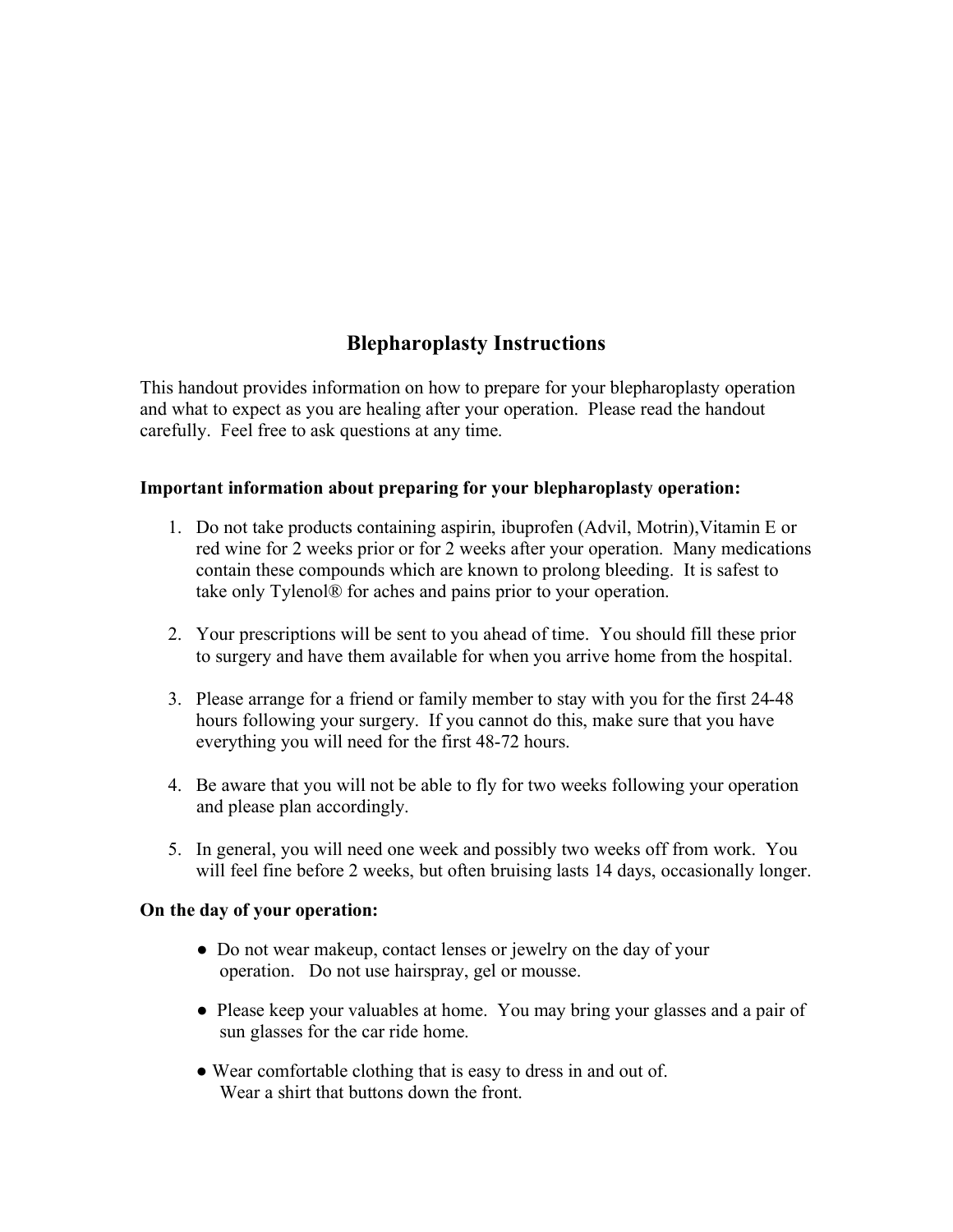# Blepharoplasty Instructions

This handout provides information on how to prepare for your blepharoplasty operation and what to expect as you are healing after your operation. Please read the handout carefully. Feel free to ask questions at any time.

**Important information about preparing for your blepharoplasty operation:**

1. Do not take products containing aspirin, ibuprofen (Advil, Motrin),Vitamin E or red wine for 2 weeks prior or for 2 weeks after your operation. Many medications contain these compounds which are known to prolong bleeding. It is safest to take only Tylenol® for aches and pains prior to your operation.

2. Your prescriptions will be sent to you ahead of time. You should fill these prior to surgery and have them available for when you arrive home from the hospital.

3. Please arrange for a friend or family member to stay with you for the first 24-48 hours following your surgery. If you cannot do this, make sure that you have everything you will need for the first 48-72 hours.

4. Be aware that you will not be able to fly for two weeks following your operation and please plan accordingly.

5. In general, you will need one week and possibly two weeks off from work. You will feel fine before 2 weeks, but often bruising lasts 14 days, occasionally longer.

**On the day of your operation:**

- Do not wear makeup, contact lenses or jewelry on the day of your operation. Do not use hairspray, gel or mousse.

- Please keep your valuables at home. You may bring your glasses and a pair of sun glasses for the car ride home.

- Wear comfortable clothing that is easy to dress in and out of. Wear a shirt that buttons down the front.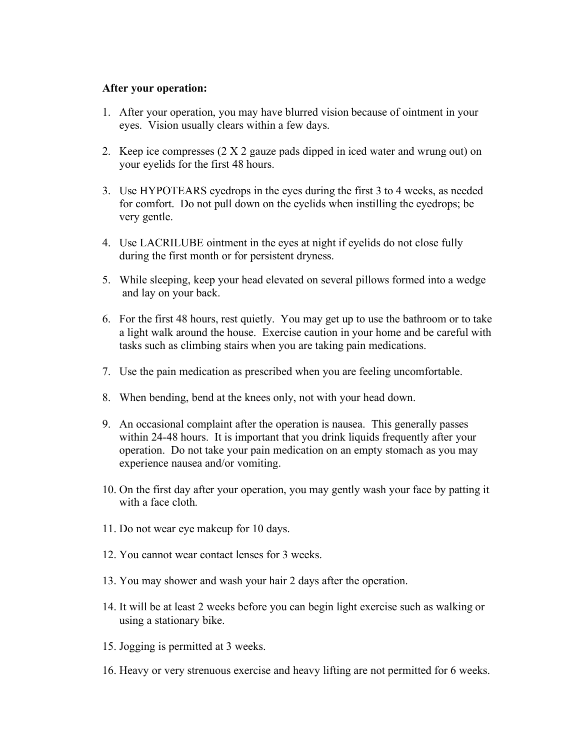**After your operation:**

1. After your operation, you may have blurred vision because of ointment in your eyes. Vision usually clears within a few days.

2. Keep ice compresses (2 X 2 gauze pads dipped in iced water and wrung out) on your eyelids for the first 48 hours.

3. Use HYPOTEARS eyedrops in the eyes during the first 3 to 4 weeks, as needed for comfort. Do not pull down on the eyelids when instilling the eyedrops; be very gentle.

4. Use LACRILUBE ointment in the eyes at night if eyelids do not close fully during the first month or for persistent dryness.

5. While sleeping, keep your head elevated on several pillows formed into a wedge and lay on your back.

6. For the first 48 hours, rest quietly. You may get up to use the bathroom or to take a light walk around the house. Exercise caution in your home and be careful with tasks such as climbing stairs when you are taking pain medications.

7. Use the pain medication as prescribed when you are feeling uncomfortable.

8. When bending, bend at the knees only, not with your head down.

9. An occasional complaint after the operation is nausea. This generally passes within 24-48 hours. It is important that you drink liquids frequently after your operation. Do not take your pain medication on an empty stomach as you may experience nausea and/or vomiting.

10. On the first day after your operation, you may gently wash your face by patting it with a face cloth.

11. Do not wear eye makeup for 10 days.

12. You cannot wear contact lenses for 3 weeks.

13. You may shower and wash your hair 2 days after the operation.

14. It will be at least 2 weeks before you can begin light exercise such as walking or using a stationary bike.

15. Jogging is permitted at 3 weeks.

16. Heavy or very strenuous exercise and heavy lifting are not permitted for 6 weeks.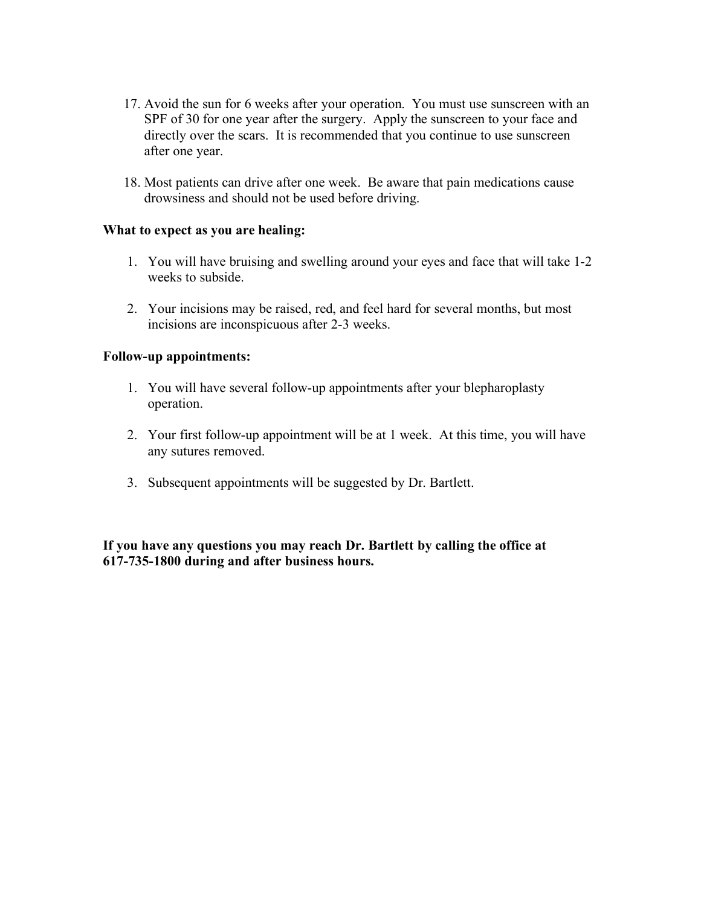17. Avoid the sun for 6 weeks after your operation. You must use sunscreen with an SPF of 30 for one year after the surgery. Apply the sunscreen to your face and directly over the scars. It is recommended that you continue to use sunscreen after one year.

18. Most patients can drive after one week. Be aware that pain medications cause drowsiness and should not be used before driving.

**What to expect as you are healing:**

1. You will have bruising and swelling around your eyes and face that will take 1-2 weeks to subside.

2. Your incisions may be raised, red, and feel hard for several months, but most incisions are inconspicuous after 2-3 weeks.

**Follow-up appointments:**

1. You will have several follow-up appointments after your blepharoplasty operation.

2. Your first follow-up appointment will be at 1 week. At this time, you will have any sutures removed.

3. Subsequent appointments will be suggested by Dr. Bartlett.

**If you have any questions you may reach Dr. Bartlett by calling the office at 617-735-1800 during and after business hours.**